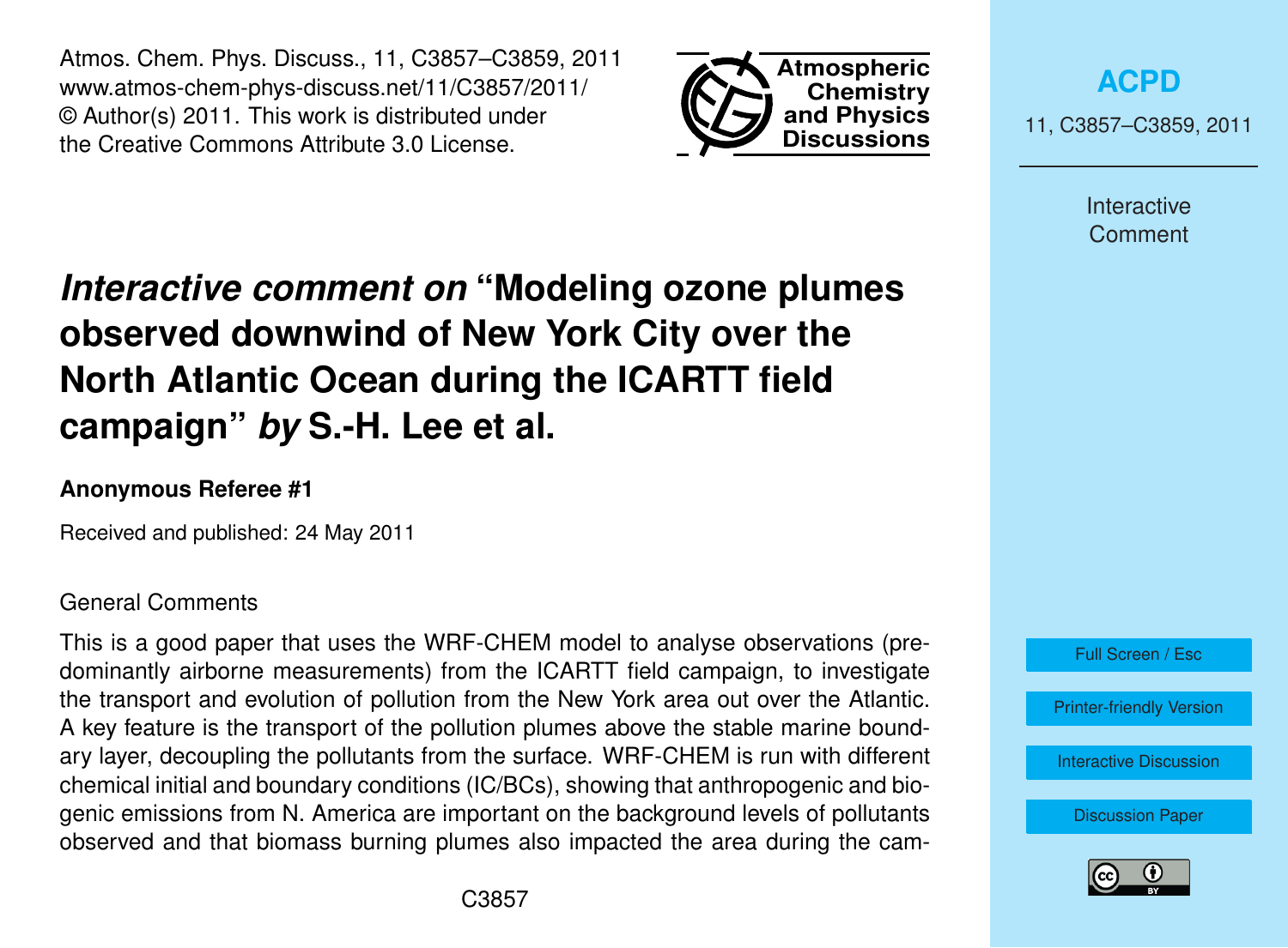# *Interactive comment on* "Modeling ozone plumes observed downwind of New York City over the North Atlantic Ocean during the ICARTT field campaign" *by* S.-H. Lee et al.

**Anonymous Referee #1**

Received and published: 24 May 2011

General Comments

This is a good paper that uses the WRF-CHEM model to analyse observations (predominantly airborne measurements) from the ICARTT field campaign, to investigate the transport and evolution of pollution from the New York area out over the Atlantic. A key feature is the transport of the pollution plumes above the stable marine boundary layer, decoupling the pollutants from the surface. WRF-CHEM is run with different chemical initial and boundary conditions (IC/BCs), showing that anthropogenic and biogenic emissions from N. America are important on the background levels of pollutants observed and that biomass burning plumes also impacted the area during the cam-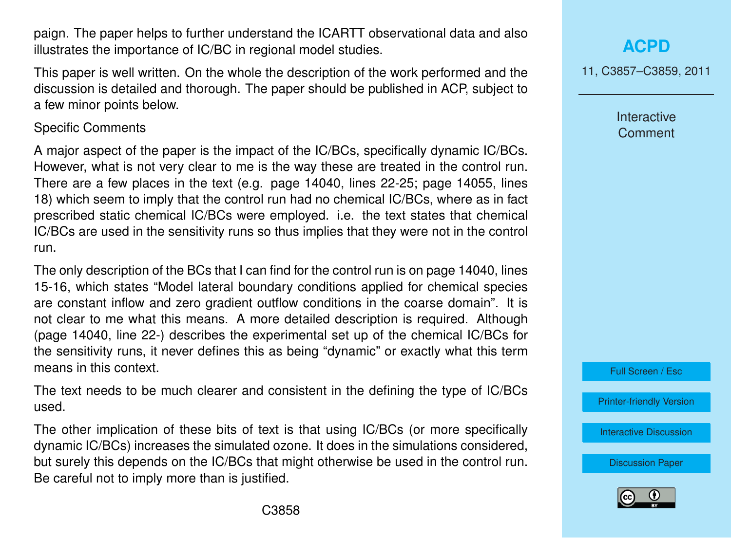paign. The paper helps to further understand the ICARTT observational data and also illustrates the importance of IC/BC in regional model studies.

This paper is well written. On the whole the description of the work performed and the discussion is detailed and thorough. The paper should be published in ACP, subject to a few minor points below.

Specific Comments

A major aspect of the paper is the impact of the IC/BCs, specifically dynamic IC/BCs. However, what is not very clear to me is the way these are treated in the control run. There are a few places in the text (e.g. page 14040, lines 22-25; page 14055, lines 18) which seem to imply that the control run had no chemical IC/BCs, where as in fact prescribed static chemical IC/BCs were employed. i.e. the text states that chemical IC/BCs are used in the sensitivity runs so thus implies that they were not in the control run.

The only description of the BCs that I can find for the control run is on page 14040, lines 15-16, which states "Model lateral boundary conditions applied for chemical species are constant inflow and zero gradient outflow conditions in the coarse domain". It is not clear to me what this means. A more detailed description is required. Although (page 14040, line 22-) describes the experimental set up of the chemical IC/BCs for the sensitivity runs, it never defines this as being "dynamic" or exactly what this term means in this context.

The text needs to be much clearer and consistent in the defining the type of IC/BCs used.

The other implication of these bits of text is that using IC/BCs (or more specifically dynamic IC/BCs) increases the simulated ozone. It does in the simulations considered, but surely this depends on the IC/BCs that might otherwise be used in the control run. Be careful not to imply more than is justified.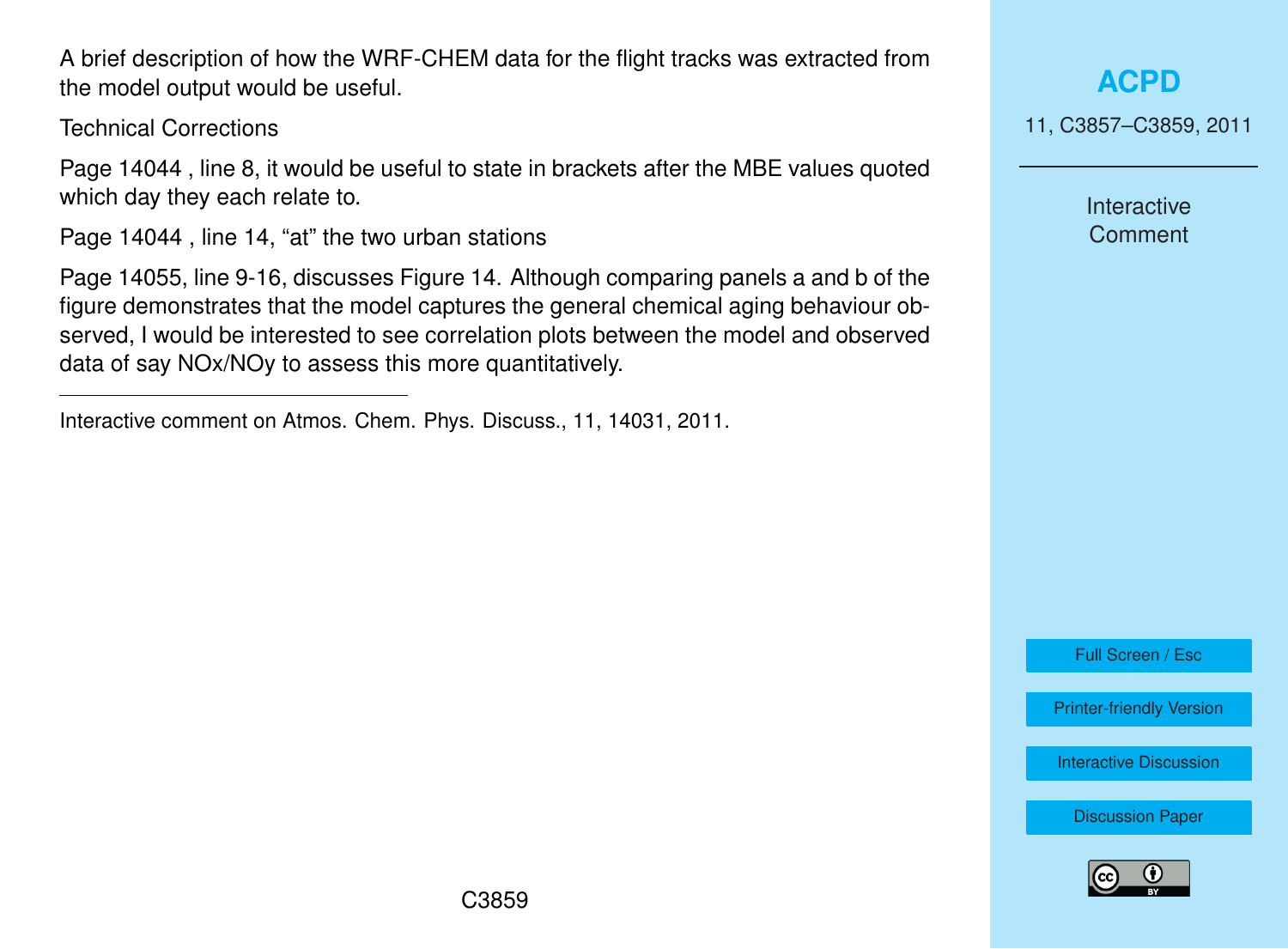A brief description of how the WRF-CHEM data for the flight tracks was extracted from the model output would be useful.

Technical Corrections

Page 14044 , line 8, it would be useful to state in brackets after the MBE values quoted which day they each relate to.

Page 14044 , line 14, "at" the two urban stations

Page 14055, line 9-16, discusses Figure 14. Although comparing panels a and b of the figure demonstrates that the model captures the general chemical aging behaviour observed, I would be interested to see correlation plots between the model and observed data of say $NO_x/NO_y$ to assess this more quantitatively.

---

Interactive comment on Atmos. Chem. Phys. Discuss., 11, 14031, 2011.